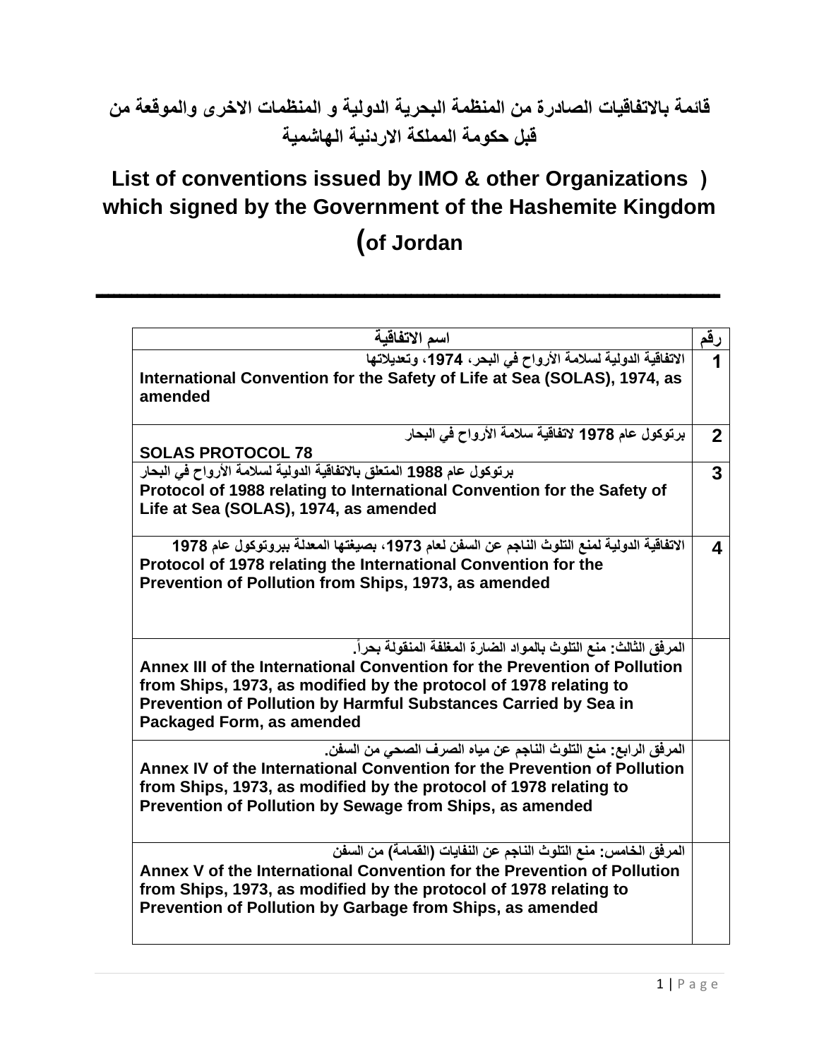# قائمة بالاتفاقيات الصادرة من المنظمة البحرية الدولية و المنظمات الاخرى والموقعة من قبل حكومة المملكة الاردنية الهاشمية

# List of conventions issued by IMO & other Organizations ) which signed by the Government of the Hashemite Kingdom (of Jordan

| اسم الاتفاقية | رقم |
|---|---|
| الاتفاقية الدولية لسلامة الأرواح في البحر، 1974، وتعديلاتها<br>**International Convention for the Safety of Life at Sea (SOLAS), 1974, as amended** | 1 |
| برتوكول عام 1978 لاتفاقية سلامة الأرواح في البحار<br>**SOLAS PROTOCOL 78** | 2 |
| برتوكول عام 1988 المتعلق بالاتفاقية الدولية لسلامة الأرواح في البحار<br>**Protocol of 1988 relating to International Convention for the Safety of Life at Sea (SOLAS), 1974, as amended** | 3 |
| الاتفاقية الدولية لمنع التلوث الناجم عن السفن لعام 1973، بصيغتها المعدلة ببروتوكول عام 1978<br>**Protocol of 1978 relating the International Convention for the Prevention of Pollution from Ships, 1973, as amended** | 4 |
| المرفق الثالث: منع التلوث بالمواد الضارة المغلفة المنقولة بحراً.<br>**Annex III of the International Convention for the Prevention of Pollution from Ships, 1973, as modified by the protocol of 1978 relating to Prevention of Pollution by Harmful Substances Carried by Sea in Packaged Form, as amended** | |
| المرفق الرابع: منع التلوث الناجم عن مياه الصرف الصحي من السفن.<br>**Annex IV of the International Convention for the Prevention of Pollution from Ships, 1973, as modified by the protocol of 1978 relating to Prevention of Pollution by Sewage from Ships, as amended** | |
| المرفق الخامس: منع التلوث الناجم عن النفايات (القمامة) من السفن<br>**Annex V of the International Convention for the Prevention of Pollution from Ships, 1973, as modified by the protocol of 1978 relating to Prevention of Pollution by Garbage from Ships, as amended** | |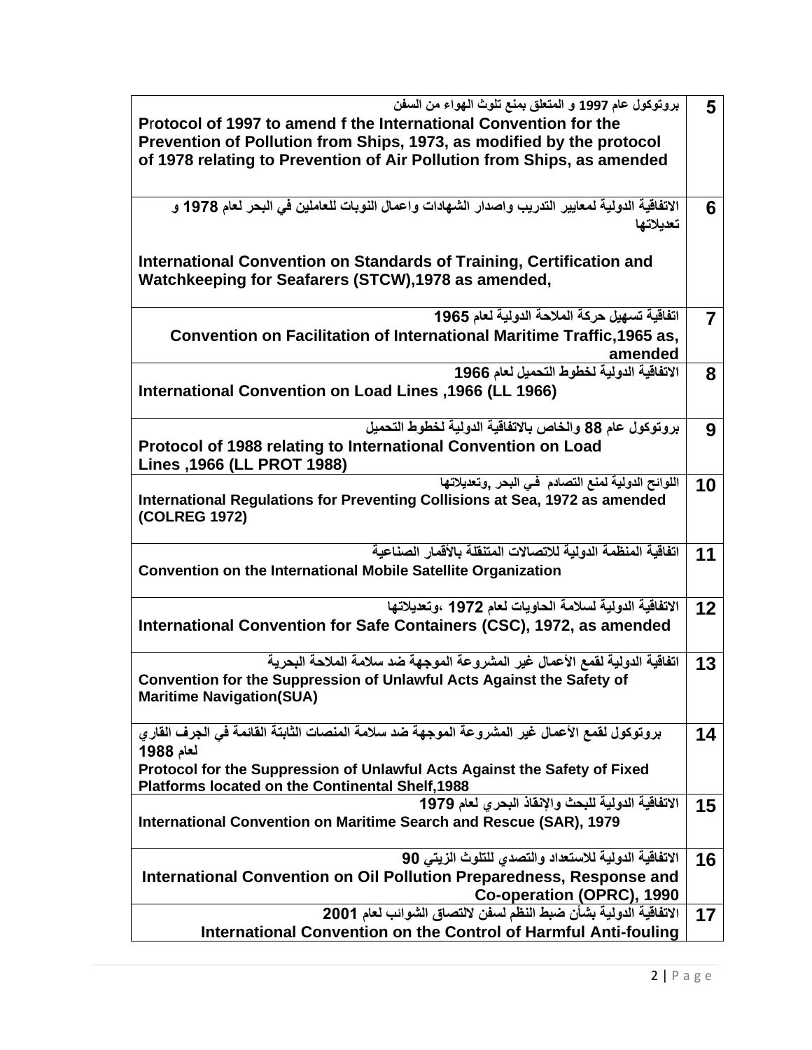| | |
|---|---|
| بروتوكول عام 1997 و المتعلق بمنع تلوث الهواء من السفن<br>**Protocol of 1997 to amend f the International Convention for the Prevention of Pollution from Ships, 1973, as modified by the protocol of 1978 relating to Prevention of Air Pollution from Ships, as amended** | **5** |
| الاتفاقية الدولية لمعايير التدريب واصدار الشهادات واعمال النوبات للعاملين في البحر لعام 1978 و تعديلاتها<br><br>**International Convention on Standards of Training, Certification and Watchkeeping for Seafarers (STCW),1978 as amended,** | **6** |
| اتفاقية تسهيل حركة الملاحة الدولية لعام 1965<br>**Convention on Facilitation of International Maritime Traffic,1965 as, amended** | **7** |
| الاتفاقية الدولية لخطوط التحميل لعام 1966<br>**International Convention on Load Lines ,1966 (LL 1966)** | **8** |
| بروتوكول عام 88 والخاص بالاتفاقية الدولية لخطوط التحميل<br>**Protocol of 1988 relating to International Convention on Load Lines ,1966 (LL PROT 1988)** | **9** |
| اللوائح الدولية لمنع التصادم في البحر ,وتعديلاتها<br>**International Regulations for Preventing Collisions at Sea, 1972 as amended (COLREG 1972)** | **10** |
| اتفاقية المنظمة الدولية للاتصالات المتنقلة بالأقمار الصناعية<br>**Convention on the International Mobile Satellite Organization** | **11** |
| الاتفاقية الدولية لسلامة الحاويات لعام 1972 ،وتعديلاتها<br>**International Convention for Safe Containers (CSC), 1972, as amended** | **12** |
| اتفاقية الدولية لقمع الأعمال غير المشروعة الموجهة ضد سلامة الملاحة البحرية<br>**Convention for the Suppression of Unlawful Acts Against the Safety of Maritime Navigation(SUA)** | **13** |
| بروتوكول لقمع الأعمال غير المشروعة الموجهة ضد سلامة المنصات الثابتة القائمة في الجرف القاري لعام 1988<br>**Protocol for the Suppression of Unlawful Acts Against the Safety of Fixed Platforms located on the Continental Shelf,1988** | **14** |
| الاتفاقية الدولية للبحث والإنقاذ البحري لعام 1979<br>**International Convention on Maritime Search and Rescue (SAR), 1979** | **15** |
| الاتفاقية الدولية للاستعداد والتصدي للتلوث الزيتي 90<br>**International Convention on Oil Pollution Preparedness, Response and Co-operation (OPRC), 1990** | **16** |
| الاتفاقية الدولية بشأن ضبط النظم لسفن لالتصاق الشوائب لعام 2001<br>**International Convention on the Control of Harmful Anti-fouling** | **17** |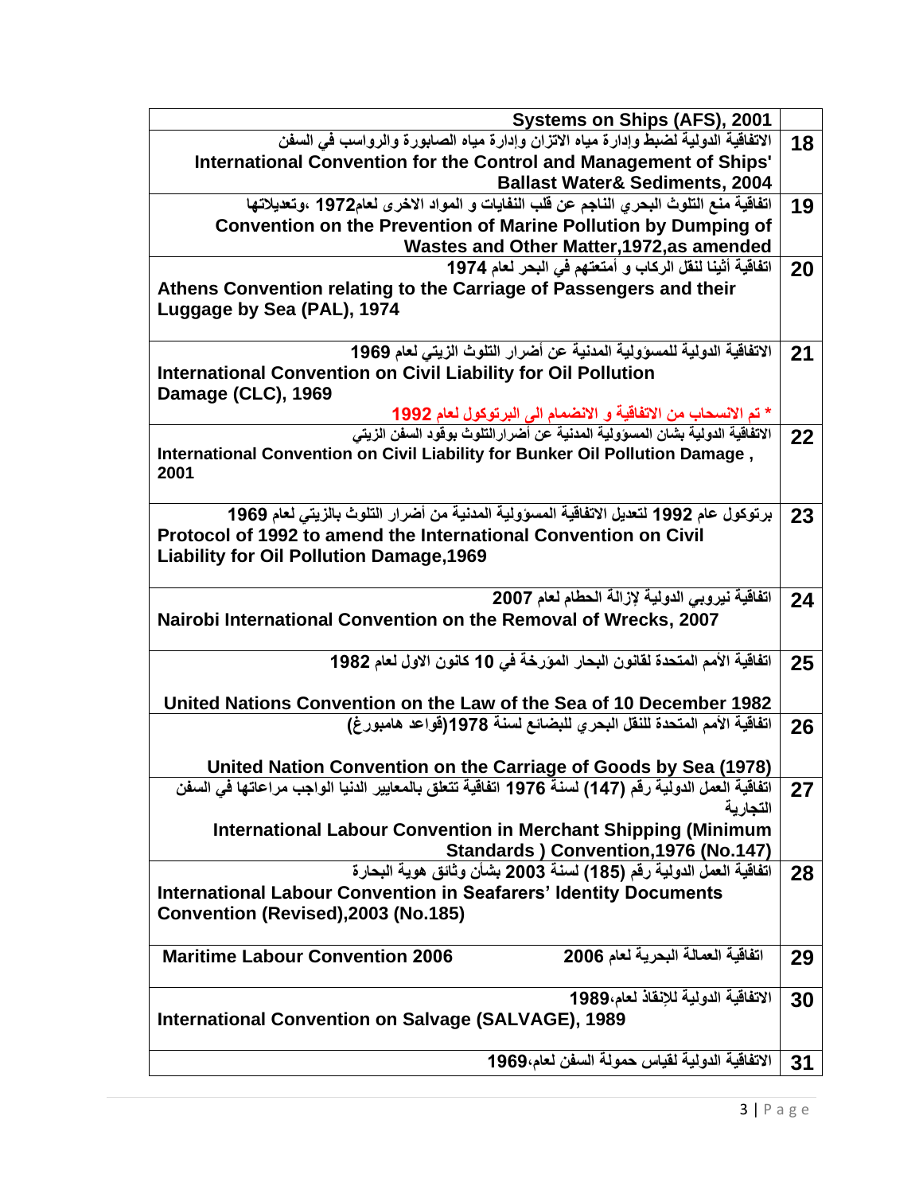| | |
|---|---|
| Systems on Ships (AFS), 2001 | |
| الاتفاقية الدولية لضبط وإدارة مياه الاتزان وإدارة مياه الصابورة والرواسب في السفن<br>International Convention for the Control and Management of Ships' Ballast Water& Sediments, 2004 | 18 |
| اتفاقية منع التلوث البحري الناجم عن قلب النفايات و المواد الاخرى لعام1972 ،وتعديلاتها<br>Convention on the Prevention of Marine Pollution by Dumping of Wastes and Other Matter,1972,as amended | 19 |
| اتفاقية أثينا لنقل الركاب و أمتعتهم في البحر لعام 1974<br>Athens Convention relating to the Carriage of Passengers and their Luggage by Sea (PAL), 1974 | 20 |
| الاتفاقية الدولية للمسؤولية المدنية عن أضرار التلوث الزيتي لعام 1969<br>International Convention on Civil Liability for Oil Pollution Damage (CLC), 1969<br>* تم الانسحاب من الاتفاقية و الانضمام الى البرتوكول لعام 1992 | 21 |
| الاتفاقية الدولية بشان المسؤولية المدنية عن أضرارالتلوث بوقود السفن الزيتي<br>International Convention on Civil Liability for Bunker Oil Pollution Damage , 2001 | 22 |
| برتوكول عام 1992 لتعديل الاتفاقية المسؤولية المدنية من أضرار التلوث بالزيتي لعام 1969<br>Protocol of 1992 to amend the International Convention on Civil Liability for Oil Pollution Damage,1969 | 23 |
| اتفاقية نيروبي الدولية لإزالة الحطام لعام 2007<br>Nairobi International Convention on the Removal of Wrecks, 2007 | 24 |
| اتفاقية الأمم المتحدة لقانون البحار المؤرخة في 10 كانون الاول لعام 1982<br>United Nations Convention on the Law of the Sea of 10 December 1982 | 25 |
| اتفاقية الأمم المتحدة للنقل البحري للبضائع لسنة 1978(قواعد هامبورغ)<br>United Nation Convention on the Carriage of Goods by Sea (1978) | 26 |
| اتفاقية العمل الدولية رقم (147) لسنة 1976 اتفاقية تتعلق بالمعايير الدنيا الواجب مراعاتها في السفن التجارية<br>International Labour Convention in Merchant Shipping (Minimum Standards ) Convention,1976 (No.147) | 27 |
| اتفاقية العمل الدولية رقم (185) لسنة 2003 بشأن وثائق هوية البحارة<br>International Labour Convention in Seafarers' Identity Documents Convention (Revised),2003 (No.185) | 28 |
| اتفاقية العمالة البحرية لعام 2006<br>Maritime Labour Convention 2006 | 29 |
| الاتفاقية الدولية للإنقاذ لعام،1989<br>International Convention on Salvage (SALVAGE), 1989 | 30 |
| الاتفاقية الدولية لقياس حمولة السفن لعام،1969 | 31 |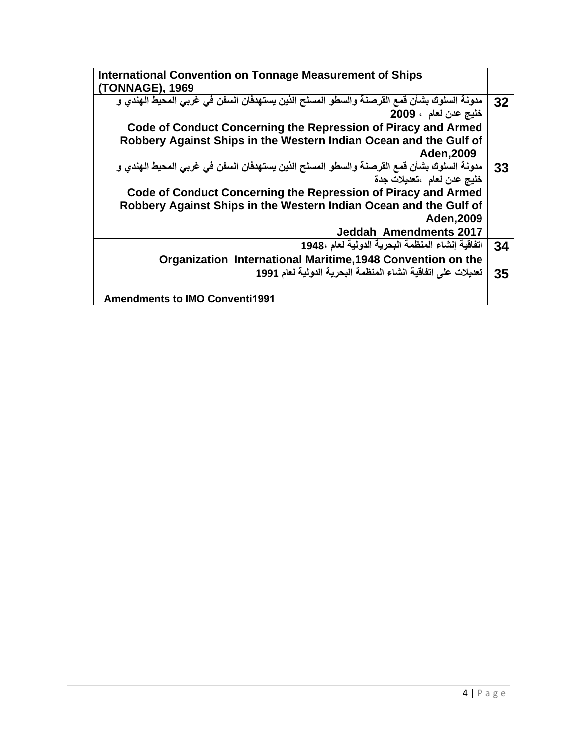| | |
|---|---|
| International Convention on Tonnage Measurement of Ships (TONNAGE), 1969 | |
| مدونة السلوك بشأن قمع القرصنة والسطو المسلح الذين يستهدفان السفن في غربي المحيط الهندي و خليج عدن لعام ، 2009<br>Code of Conduct Concerning the Repression of Piracy and Armed Robbery Against Ships in the Western Indian Ocean and the Gulf of Aden,2009 | 32 |
| مدونة السلوك بشأن قمع القرصنة والسطو المسلح الذين يستهدفان السفن في غربي المحيط الهندي و خليج عدن لعام ،تعديلات جدة<br>Code of Conduct Concerning the Repression of Piracy and Armed Robbery Against Ships in the Western Indian Ocean and the Gulf of Aden,2009<br>Jeddah Amendments 2017 | 33 |
| اتفاقية إنشاء المنظمة البحرية الدولية لعام ،1948<br>Organization International Maritime,1948 Convention on the | 34 |
| تعديلات على اتفاقية انشاء المنظمة البحرية الدولية لعام 1991<br><br>Amendments to IMO Conventi1991 | 35 |